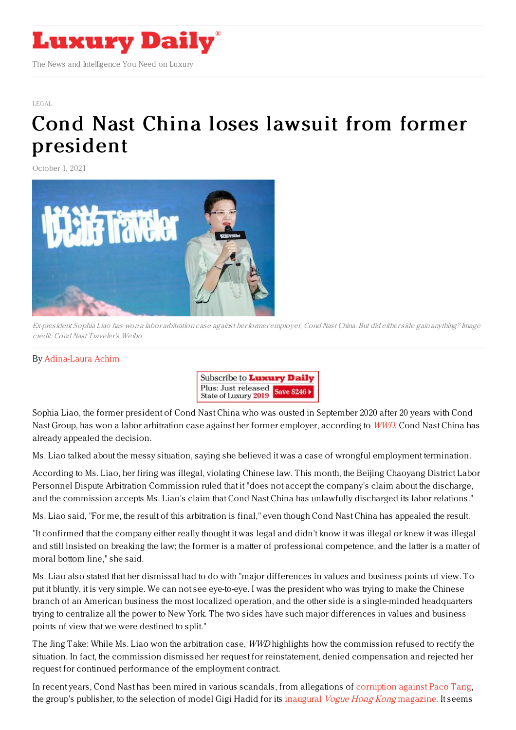LEGAL

# Cond Nast China loses lawsuit from former president

October 1, 2021

*Ex-president Sophia Liao has won a labor arbitration case against her former employer, Cond Nast China. But did either side gain anything? Image credit: Cond Nast Traveler's Weibo*

By Adina-Laura Achim

Sophia Liao, the former president of Cond Nast China who was ousted in September 2020 after 20 years with Cond Nast Group, has won a labor arbitration case against her former employer, according to *WWD*. Cond Nast China has already appealed the decision.

Ms. Liao talked about the messy situation, saying she believed it was a case of wrongful employment termination.

According to Ms. Liao, her firing was illegal, violating Chinese law. This month, the Beijing Chaoyang District Labor Personnel Dispute Arbitration Commission ruled that it "does not accept the company's claim about the discharge, and the commission accepts Ms. Liao's claim that Cond Nast China has unlawfully discharged its labor relations."

Ms. Liao said, "For me, the result of this arbitration is final," even though Cond Nast China has appealed the result.

"It confirmed that the company either really thought it was legal and didn't know it was illegal or knew it was illegal and still insisted on breaking the law; the former is a matter of professional competence, and the latter is a matter of moral bottom line," she said.

Ms. Liao also stated that her dismissal had to do with "major differences in values and business points of view. To put it bluntly, it is very simple. We can not see eye-to-eye. I was the president who was trying to make the Chinese branch of an American business the most localized operation, and the other side is a single-minded headquarters trying to centralize all the power to New York. The two sides have such major differences in values and business points of view that we were destined to split."

The Jing Take: While Ms. Liao won the arbitration case, *WWD* highlights how the commission refused to rectify the situation. In fact, the commission dismissed her request for reinstatement, denied compensation and rejected her request for continued performance of the employment contract.

In recent years, Cond Nast has been mired in various scandals, from allegations of corruption against Paco Tang, the group's publisher, to the selection of model Gigi Hadid for its inaugural *Vogue Hong Kong* magazine. It seems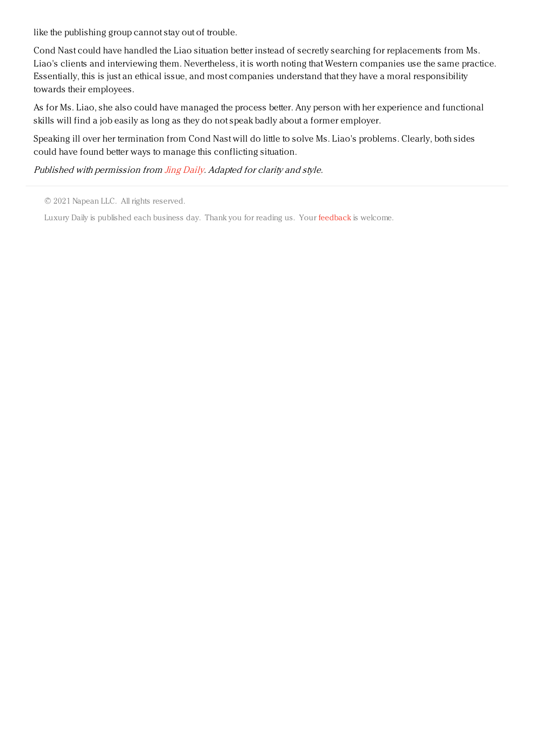like the publishing group cannot stay out of trouble.

Cond Nast could have handled the Liao situation better instead of secretly searching for replacements from Ms. Liao's clients and interviewing them. Nevertheless, it is worth noting that Western companies use the same practice. Essentially, this is just an ethical issue, and most companies understand that they have a moral responsibility towards their employees.

As for Ms. Liao, she also could have managed the process better. Any person with her experience and functional skills will find a job easily as long as they do not speak badly about a former employer.

Speaking ill over her termination from Cond Nast will do little to solve Ms. Liao's problems. Clearly, both sides could have found better ways to manage this conflicting situation.

*Published with permission from Jing Daily. Adapted for clarity and style.*

---

© 2021 Napean LLC. All rights reserved.

Luxury Daily is published each business day. Thank you for reading us. Your feedback is welcome.